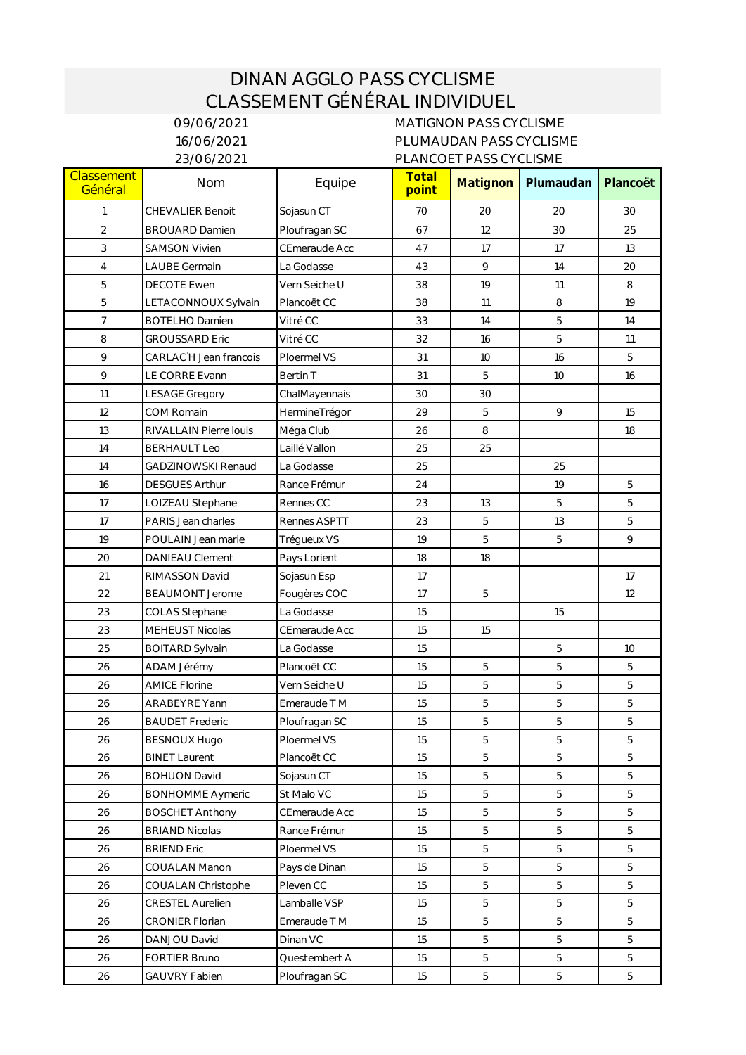# DINAN AGGLO PASS CYCLISME
# CLASSEMENT GÉNÉRAL INDIVIDUEL

| | |
|---|---|
| 09/06/2021 | MATIGNON PASS CYCLISME |
| 16/06/2021 | PLUMAUDAN PASS CYCLISME |
| 23/06/2021 | PLANCOET PASS CYCLISME |

| Classement Général | Nom | Equipe | Total point | Matignon | Plumaudan | Plancoët |
|---|---|---|---|---|---|---|
| 1 | CHEVALIER Benoit | Sojasun CT | 70 | 20 | 20 | 30 |
| 2 | BROUARD Damien | Ploufragan SC | 67 | 12 | 30 | 25 |
| 3 | SAMSON Vivien | CEmeraude Acc | 47 | 17 | 17 | 13 |
| 4 | LAUBE Germain | La Godasse | 43 | 9 | 14 | 20 |
| 5 | DECOTE Ewen | Vern Seiche U | 38 | 19 | 11 | 8 |
| 5 | LETACONNOUX Sylvain | Plancoët CC | 38 | 11 | 8 | 19 |
| 7 | BOTELHO Damien | Vitré CC | 33 | 14 | 5 | 14 |
| 8 | GROUSSARD Eric | Vitré CC | 32 | 16 | 5 | 11 |
| 9 | CARLAC'H Jean francois | Ploermel VS | 31 | 10 | 16 | 5 |
| 9 | LE CORRE Evann | Bertin T | 31 | 5 | 10 | 16 |
| 11 | LESAGE Gregory | ChalMayennais | 30 | 30 | | |
| 12 | COM Romain | HermineTrégor | 29 | 5 | 9 | 15 |
| 13 | RIVALLAIN Pierre louis | Méga Club | 26 | 8 | | 18 |
| 14 | BERHAULT Leo | Laillé Vallon | 25 | 25 | | |
| 14 | GADZINOWSKI Renaud | La Godasse | 25 | | 25 | |
| 16 | DESGUES Arthur | Rance Frémur | 24 | | 19 | 5 |
| 17 | LOIZEAU Stephane | Rennes CC | 23 | 13 | 5 | 5 |
| 17 | PARIS Jean charles | Rennes ASPTT | 23 | 5 | 13 | 5 |
| 19 | POULAIN Jean marie | Trégueux VS | 19 | 5 | 5 | 9 |
| 20 | DANIEAU Clement | Pays Lorient | 18 | 18 | | |
| 21 | RIMASSON David | Sojasun Esp | 17 | | | 17 |
| 22 | BEAUMONT Jerome | Fougères COC | 17 | 5 | | 12 |
| 23 | COLAS Stephane | La Godasse | 15 | | 15 | |
| 23 | MEHEUST Nicolas | CEmeraude Acc | 15 | 15 | | |
| 25 | BOITARD Sylvain | La Godasse | 15 | | 5 | 10 |
| 26 | ADAM Jérémy | Plancoët CC | 15 | 5 | 5 | 5 |
| 26 | AMICE Florine | Vern Seiche U | 15 | 5 | 5 | 5 |
| 26 | ARABEYRE Yann | Emeraude T M | 15 | 5 | 5 | 5 |
| 26 | BAUDET Frederic | Ploufragan SC | 15 | 5 | 5 | 5 |
| 26 | BESNOUX Hugo | Ploermel VS | 15 | 5 | 5 | 5 |
| 26 | BINET Laurent | Plancoët CC | 15 | 5 | 5 | 5 |
| 26 | BOHUON David | Sojasun CT | 15 | 5 | 5 | 5 |
| 26 | BONHOMME Aymeric | St Malo VC | 15 | 5 | 5 | 5 |
| 26 | BOSCHET Anthony | CEmeraude Acc | 15 | 5 | 5 | 5 |
| 26 | BRIAND Nicolas | Rance Frémur | 15 | 5 | 5 | 5 |
| 26 | BRIEND Eric | Ploermel VS | 15 | 5 | 5 | 5 |
| 26 | COUALAN Manon | Pays de Dinan | 15 | 5 | 5 | 5 |
| 26 | COUALAN Christophe | Pleven CC | 15 | 5 | 5 | 5 |
| 26 | CRESTEL Aurelien | Lamballe VSP | 15 | 5 | 5 | 5 |
| 26 | CRONIER Florian | Emeraude T M | 15 | 5 | 5 | 5 |
| 26 | DANJOU David | Dinan VC | 15 | 5 | 5 | 5 |
| 26 | FORTIER Bruno | Questembert A | 15 | 5 | 5 | 5 |
| 26 | GAUVRY Fabien | Ploufragan SC | 15 | 5 | 5 | 5 |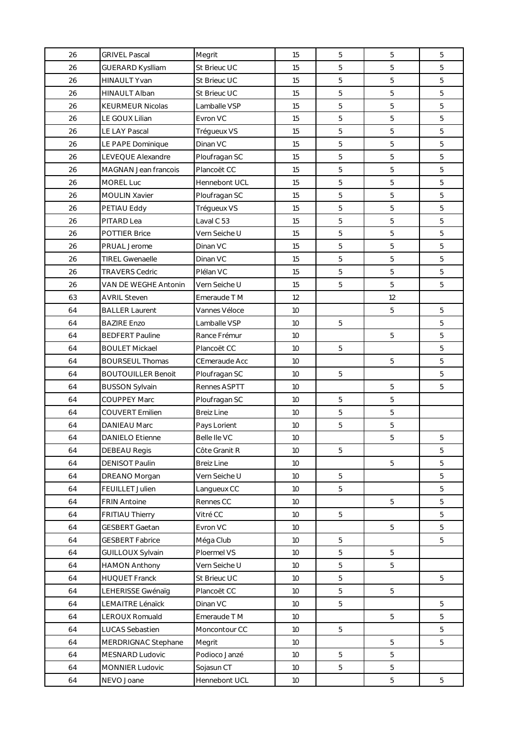| | | | | | | |
|---|---|---|---|---|---|---|
| 26 | GRIVEL Pascal | Megrit | 15 | 5 | 5 | 5 |
| 26 | GUERARD Kyslliam | St Brieuc UC | 15 | 5 | 5 | 5 |
| 26 | HINAULT Yvan | St Brieuc UC | 15 | 5 | 5 | 5 |
| 26 | HINAULT Alban | St Brieuc UC | 15 | 5 | 5 | 5 |
| 26 | KEURMEUR Nicolas | Lamballe VSP | 15 | 5 | 5 | 5 |
| 26 | LE GOUX Lilian | Evron VC | 15 | 5 | 5 | 5 |
| 26 | LE LAY Pascal | Trégueux VS | 15 | 5 | 5 | 5 |
| 26 | LE PAPE Dominique | Dinan VC | 15 | 5 | 5 | 5 |
| 26 | LEVEQUE Alexandre | Ploufragan SC | 15 | 5 | 5 | 5 |
| 26 | MAGNAN Jean francois | Plancoët CC | 15 | 5 | 5 | 5 |
| 26 | MOREL Luc | Hennebont UCL | 15 | 5 | 5 | 5 |
| 26 | MOULIN Xavier | Ploufragan SC | 15 | 5 | 5 | 5 |
| 26 | PETIAU Eddy | Trégueux VS | 15 | 5 | 5 | 5 |
| 26 | PITARD Lea | Laval C 53 | 15 | 5 | 5 | 5 |
| 26 | POTTIER Brice | Vern Seiche U | 15 | 5 | 5 | 5 |
| 26 | PRUAL Jerome | Dinan VC | 15 | 5 | 5 | 5 |
| 26 | TIREL Gwenaelle | Dinan VC | 15 | 5 | 5 | 5 |
| 26 | TRAVERS Cedric | Plélan VC | 15 | 5 | 5 | 5 |
| 26 | VAN DE WEGHE Antonin | Vern Seiche U | 15 | 5 | 5 | 5 |
| 63 | AVRIL Steven | Emeraude T M | 12 | | 12 | |
| 64 | BALLER Laurent | Vannes Véloce | 10 | | 5 | 5 |
| 64 | BAZIRE Enzo | Lamballe VSP | 10 | 5 | | 5 |
| 64 | BEDFERT Pauline | Rance Frémur | 10 | | 5 | 5 |
| 64 | BOULET Mickael | Plancoët CC | 10 | 5 | | 5 |
| 64 | BOURSEUL Thomas | CEmeraude Acc | 10 | | 5 | 5 |
| 64 | BOUTOUILLER Benoit | Ploufragan SC | 10 | 5 | | 5 |
| 64 | BUSSON Sylvain | Rennes ASPTT | 10 | | 5 | 5 |
| 64 | COUPPEY Marc | Ploufragan SC | 10 | 5 | 5 | |
| 64 | COUVERT Emilien | Breiz Line | 10 | 5 | 5 | |
| 64 | DANIEAU Marc | Pays Lorient | 10 | 5 | 5 | |
| 64 | DANIELO Etienne | Belle Ile VC | 10 | | 5 | 5 |
| 64 | DEBEAU Regis | Côte Granit R | 10 | 5 | | 5 |
| 64 | DENISOT Paulin | Breiz Line | 10 | | 5 | 5 |
| 64 | DREANO Morgan | Vern Seiche U | 10 | 5 | | 5 |
| 64 | FEUILLET Julien | Langueux CC | 10 | 5 | | 5 |
| 64 | FRIN Antoine | Rennes CC | 10 | | 5 | 5 |
| 64 | FRITIAU Thierry | Vitré CC | 10 | 5 | | 5 |
| 64 | GESBERT Gaetan | Evron VC | 10 | | 5 | 5 |
| 64 | GESBERT Fabrice | Méga Club | 10 | 5 | | 5 |
| 64 | GUILLOUX Sylvain | Ploermel VS | 10 | 5 | 5 | |
| 64 | HAMON Anthony | Vern Seiche U | 10 | 5 | 5 | |
| 64 | HUQUET Franck | St Brieuc UC | 10 | 5 | | 5 |
| 64 | LEHERISSE Gwénaïg | Plancoët CC | 10 | 5 | 5 | |
| 64 | LEMAITRE Lénaïck | Dinan VC | 10 | 5 | | 5 |
| 64 | LEROUX Romuald | Emeraude T M | 10 | | 5 | 5 |
| 64 | LUCAS Sebastien | Moncontour CC | 10 | 5 | | 5 |
| 64 | MERDRIGNAC Stephane | Megrit | 10 | | 5 | 5 |
| 64 | MESNARD Ludovic | Podioco Janzé | 10 | 5 | 5 | |
| 64 | MONNIER Ludovic | Sojasun CT | 10 | 5 | 5 | |
| 64 | NEVO Joane | Hennebont UCL | 10 | | 5 | 5 |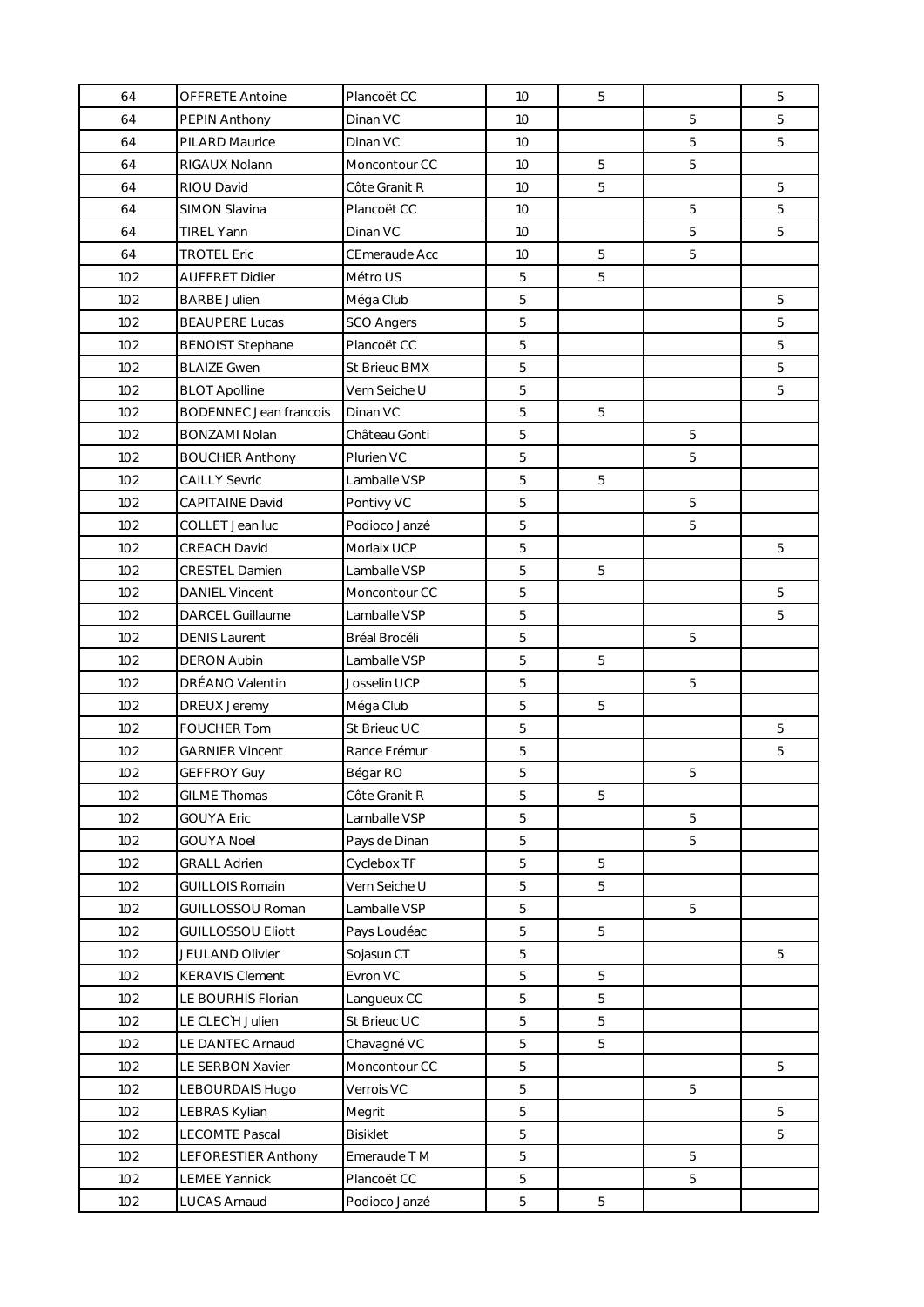| | | | | | | |
|---|---|---|---|---|---|---|
| 64 | OFFRETE Antoine | Plancoët CC | 10 | 5 | | 5 |
| 64 | PEPIN Anthony | Dinan VC | 10 | | 5 | 5 |
| 64 | PILARD Maurice | Dinan VC | 10 | | 5 | 5 |
| 64 | RIGAUX Nolann | Moncontour CC | 10 | 5 | 5 | |
| 64 | RIOU David | Côte Granit R | 10 | 5 | | 5 |
| 64 | SIMON Slavina | Plancoët CC | 10 | | 5 | 5 |
| 64 | TIREL Yann | Dinan VC | 10 | | 5 | 5 |
| 64 | TROTEL Eric | CEmeraude Acc | 10 | 5 | 5 | |
| 102 | AUFFRET Didier | Métro US | 5 | 5 | | |
| 102 | BARBE Julien | Méga Club | 5 | | | 5 |
| 102 | BEAUPERE Lucas | SCO Angers | 5 | | | 5 |
| 102 | BENOIST Stephane | Plancoët CC | 5 | | | 5 |
| 102 | BLAIZE Gwen | St Brieuc BMX | 5 | | | 5 |
| 102 | BLOT Apolline | Vern Seiche U | 5 | | | 5 |
| 102 | BODENNEC Jean francois | Dinan VC | 5 | 5 | | |
| 102 | BONZAMI Nolan | Château Gonti | 5 | | 5 | |
| 102 | BOUCHER Anthony | Plurien VC | 5 | | 5 | |
| 102 | CAILLY Sevric | Lamballe VSP | 5 | 5 | | |
| 102 | CAPITAINE David | Pontivy VC | 5 | | 5 | |
| 102 | COLLET Jean luc | Podioco Janzé | 5 | | 5 | |
| 102 | CREACH David | Morlaix UCP | 5 | | | 5 |
| 102 | CRESTEL Damien | Lamballe VSP | 5 | 5 | | |
| 102 | DANIEL Vincent | Moncontour CC | 5 | | | 5 |
| 102 | DARCEL Guillaume | Lamballe VSP | 5 | | | 5 |
| 102 | DENIS Laurent | Bréal Brocéli | 5 | | 5 | |
| 102 | DERON Aubin | Lamballe VSP | 5 | 5 | | |
| 102 | DRÉANO Valentin | Josselin UCP | 5 | | 5 | |
| 102 | DREUX Jeremy | Méga Club | 5 | 5 | | |
| 102 | FOUCHER Tom | St Brieuc UC | 5 | | | 5 |
| 102 | GARNIER Vincent | Rance Frémur | 5 | | | 5 |
| 102 | GEFFROY Guy | Bégar RO | 5 | | 5 | |
| 102 | GILME Thomas | Côte Granit R | 5 | 5 | | |
| 102 | GOUYA Eric | Lamballe VSP | 5 | | 5 | |
| 102 | GOUYA Noel | Pays de Dinan | 5 | | 5 | |
| 102 | GRALL Adrien | Cyclebox TF | 5 | 5 | | |
| 102 | GUILLOIS Romain | Vern Seiche U | 5 | 5 | | |
| 102 | GUILLOSSOU Roman | Lamballe VSP | 5 | | 5 | |
| 102 | GUILLOSSOU Eliott | Pays Loudéac | 5 | 5 | | |
| 102 | JEULAND Olivier | Sojasun CT | 5 | | | 5 |
| 102 | KERAVIS Clement | Evron VC | 5 | 5 | | |
| 102 | LE BOURHIS Florian | Langueux CC | 5 | 5 | | |
| 102 | LE CLEC'H Julien | St Brieuc UC | 5 | 5 | | |
| 102 | LE DANTEC Arnaud | Chavagné VC | 5 | 5 | | |
| 102 | LE SERBON Xavier | Moncontour CC | 5 | | | 5 |
| 102 | LEBOURDAIS Hugo | Verrois VC | 5 | | 5 | |
| 102 | LEBRAS Kylian | Megrit | 5 | | | 5 |
| 102 | LECOMTE Pascal | Bisiklet | 5 | | | 5 |
| 102 | LEFORESTIER Anthony | Emeraude T M | 5 | | 5 | |
| 102 | LEMEE Yannick | Plancoët CC | 5 | | 5 | |
| 102 | LUCAS Arnaud | Podioco Janzé | 5 | 5 | | |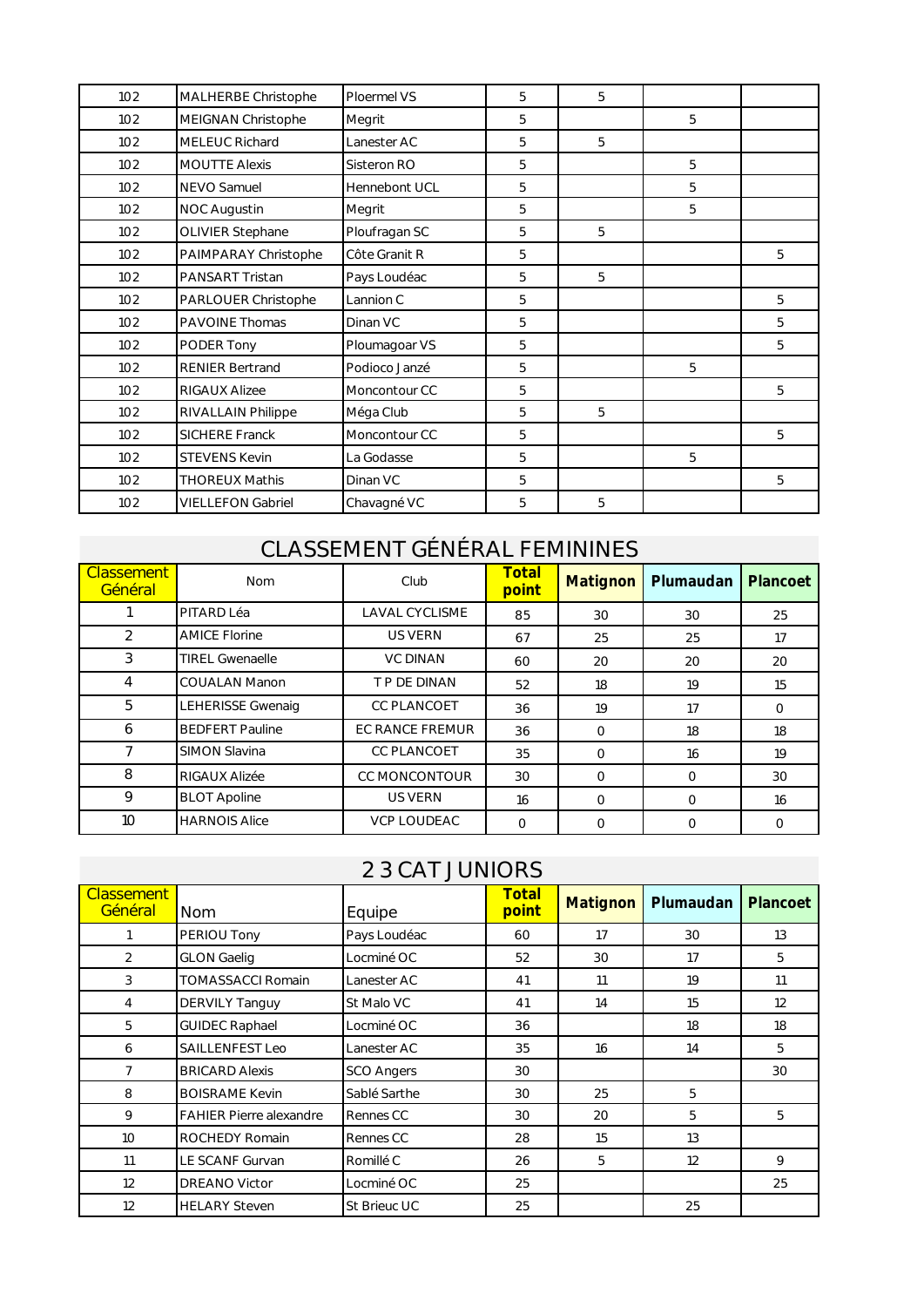| | | | | | | |
|---|---|---|---|---|---|---|
| 102 | MALHERBE Christophe | Ploermel VS | 5 | 5 | | |
| 102 | MEIGNAN Christophe | Megrit | 5 | | 5 | |
| 102 | MELEUC Richard | Lanester AC | 5 | 5 | | |
| 102 | MOUTTE Alexis | Sisteron RO | 5 | | 5 | |
| 102 | NEVO Samuel | Hennebont UCL | 5 | | 5 | |
| 102 | NOC Augustin | Megrit | 5 | | 5 | |
| 102 | OLIVIER Stephane | Ploufragan SC | 5 | 5 | | |
| 102 | PAIMPARAY Christophe | Côte Granit R | 5 | | | 5 |
| 102 | PANSART Tristan | Pays Loudéac | 5 | 5 | | |
| 102 | PARLOUER Christophe | Lannion C | 5 | | | 5 |
| 102 | PAVOINE Thomas | Dinan VC | 5 | | | 5 |
| 102 | PODER Tony | Ploumagoar VS | 5 | | | 5 |
| 102 | RENIER Bertrand | Podioco Janzé | 5 | | 5 | |
| 102 | RIGAUX Alizee | Moncontour CC | 5 | | | 5 |
| 102 | RIVALLAIN Philippe | Méga Club | 5 | 5 | | |
| 102 | SICHERE Franck | Moncontour CC | 5 | | | 5 |
| 102 | STEVENS Kevin | La Godasse | 5 | | 5 | |
| 102 | THOREUX Mathis | Dinan VC | 5 | | | 5 |
| 102 | VIELLEFON Gabriel | Chavagné VC | 5 | 5 | | |

## CLASSEMENT GÉNÉRAL FEMININES

| Classement Général | Nom | Club | Total point | Matignon | Plumaudan | Plancoet |
|---|---|---|---|---|---|---|
| 1 | PITARD Léa | LAVAL CYCLISME | 85 | 30 | 30 | 25 |
| 2 | AMICE Florine | US VERN | 67 | 25 | 25 | 17 |
| 3 | TIREL Gwenaelle | VC DINAN | 60 | 20 | 20 | 20 |
| 4 | COUALAN Manon | T P DE DINAN | 52 | 18 | 19 | 15 |
| 5 | LEHERISSE Gwenaig | CC PLANCOET | 36 | 19 | 17 | 0 |
| 6 | BEDFERT Pauline | EC RANCE FREMUR | 36 | 0 | 18 | 18 |
| 7 | SIMON Slavina | CC PLANCOET | 35 | 0 | 16 | 19 |
| 8 | RIGAUX Alizée | CC MONCONTOUR | 30 | 0 | 0 | 30 |
| 9 | BLOT Apoline | US VERN | 16 | 0 | 0 | 16 |
| 10 | HARNOIS Alice | VCP LOUDEAC | 0 | 0 | 0 | 0 |

## 2 3 CAT JUNIORS

| Classement Général | Nom | Equipe | Total point | Matignon | Plumaudan | Plancoet |
|---|---|---|---|---|---|---|
| 1 | PERIOU Tony | Pays Loudéac | 60 | 17 | 30 | 13 |
| 2 | GLON Gaelig | Locminé OC | 52 | 30 | 17 | 5 |
| 3 | TOMASSACCI Romain | Lanester AC | 41 | 11 | 19 | 11 |
| 4 | DERVILY Tanguy | St Malo VC | 41 | 14 | 15 | 12 |
| 5 | GUIDEC Raphael | Locminé OC | 36 | | 18 | 18 |
| 6 | SAILLENFEST Leo | Lanester AC | 35 | 16 | 14 | 5 |
| 7 | BRICARD Alexis | SCO Angers | 30 | | | 30 |
| 8 | BOISRAME Kevin | Sablé Sarthe | 30 | 25 | 5 | |
| 9 | FAHIER Pierre alexandre | Rennes CC | 30 | 20 | 5 | 5 |
| 10 | ROCHEDY Romain | Rennes CC | 28 | 15 | 13 | |
| 11 | LE SCANF Gurvan | Romillé C | 26 | 5 | 12 | 9 |
| 12 | DREANO Victor | Locminé OC | 25 | | | 25 |
| 12 | HELARY Steven | St Brieuc UC | 25 | | 25 | |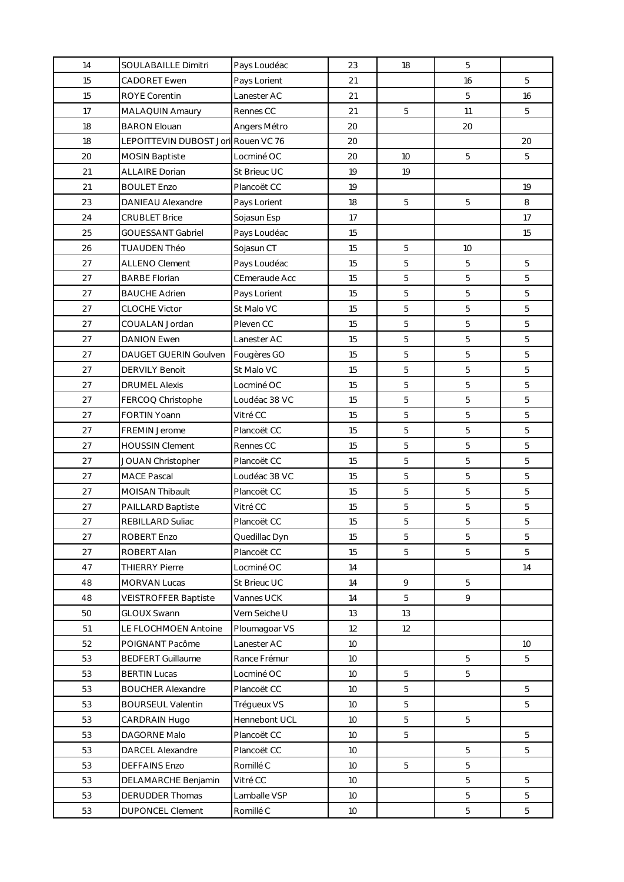| | | | | | | |
|---|---|---|---|---|---|---|
| 14 | SOULABAILLE Dimitri | Pays Loudéac | 23 | 18 | 5 | |
| 15 | CADORET Ewen | Pays Lorient | 21 | | 16 | 5 |
| 15 | ROYE Corentin | Lanester AC | 21 | | 5 | 16 |
| 17 | MALAQUIN Amaury | Rennes CC | 21 | 5 | 11 | 5 |
| 18 | BARON Elouan | Angers Métro | 20 | | 20 | |
| 18 | LEPOITTEVIN DUBOST Jori | Rouen VC 76 | 20 | | | 20 |
| 20 | MOSIN Baptiste | Locminé OC | 20 | 10 | 5 | 5 |
| 21 | ALLAIRE Dorian | St Brieuc UC | 19 | 19 | | |
| 21 | BOULET Enzo | Plancoët CC | 19 | | | 19 |
| 23 | DANIEAU Alexandre | Pays Lorient | 18 | 5 | 5 | 8 |
| 24 | CRUBLET Brice | Sojasun Esp | 17 | | | 17 |
| 25 | GOUESSANT Gabriel | Pays Loudéac | 15 | | | 15 |
| 26 | TUAUDEN Théo | Sojasun CT | 15 | 5 | 10 | |
| 27 | ALLENO Clement | Pays Loudéac | 15 | 5 | 5 | 5 |
| 27 | BARBE Florian | CEmeraude Acc | 15 | 5 | 5 | 5 |
| 27 | BAUCHE Adrien | Pays Lorient | 15 | 5 | 5 | 5 |
| 27 | CLOCHE Victor | St Malo VC | 15 | 5 | 5 | 5 |
| 27 | COUALAN Jordan | Pleven CC | 15 | 5 | 5 | 5 |
| 27 | DANION Ewen | Lanester AC | 15 | 5 | 5 | 5 |
| 27 | DAUGET GUERIN Goulven | Fougères GO | 15 | 5 | 5 | 5 |
| 27 | DERVILY Benoit | St Malo VC | 15 | 5 | 5 | 5 |
| 27 | DRUMEL Alexis | Locminé OC | 15 | 5 | 5 | 5 |
| 27 | FERCOQ Christophe | Loudéac 38 VC | 15 | 5 | 5 | 5 |
| 27 | FORTIN Yoann | Vitré CC | 15 | 5 | 5 | 5 |
| 27 | FREMIN Jerome | Plancoët CC | 15 | 5 | 5 | 5 |
| 27 | HOUSSIN Clement | Rennes CC | 15 | 5 | 5 | 5 |
| 27 | JOUAN Christopher | Plancoët CC | 15 | 5 | 5 | 5 |
| 27 | MACE Pascal | Loudéac 38 VC | 15 | 5 | 5 | 5 |
| 27 | MOISAN Thibault | Plancoët CC | 15 | 5 | 5 | 5 |
| 27 | PAILLARD Baptiste | Vitré CC | 15 | 5 | 5 | 5 |
| 27 | REBILLARD Suliac | Plancoët CC | 15 | 5 | 5 | 5 |
| 27 | ROBERT Enzo | Quedillac Dyn | 15 | 5 | 5 | 5 |
| 27 | ROBERT Alan | Plancoët CC | 15 | 5 | 5 | 5 |
| 47 | THIERRY Pierre | Locminé OC | 14 | | | 14 |
| 48 | MORVAN Lucas | St Brieuc UC | 14 | 9 | 5 | |
| 48 | VEISTROFFER Baptiste | Vannes UCK | 14 | 5 | 9 | |
| 50 | GLOUX Swann | Vern Seiche U | 13 | 13 | | |
| 51 | LE FLOCHMOEN Antoine | Ploumagoar VS | 12 | 12 | | |
| 52 | POIGNANT Pacôme | Lanester AC | 10 | | | 10 |
| 53 | BEDFERT Guillaume | Rance Frémur | 10 | | 5 | 5 |
| 53 | BERTIN Lucas | Locminé OC | 10 | 5 | 5 | |
| 53 | BOUCHER Alexandre | Plancoët CC | 10 | 5 | | 5 |
| 53 | BOURSEUL Valentin | Trégueux VS | 10 | 5 | | 5 |
| 53 | CARDRAIN Hugo | Hennebont UCL | 10 | 5 | 5 | |
| 53 | DAGORNE Malo | Plancoët CC | 10 | 5 | | 5 |
| 53 | DARCEL Alexandre | Plancoët CC | 10 | | 5 | 5 |
| 53 | DEFFAINS Enzo | Romillé C | 10 | 5 | 5 | |
| 53 | DELAMARCHE Benjamin | Vitré CC | 10 | | 5 | 5 |
| 53 | DERUDDER Thomas | Lamballe VSP | 10 | | 5 | 5 |
| 53 | DUPONCEL Clement | Romillé C | 10 | | 5 | 5 |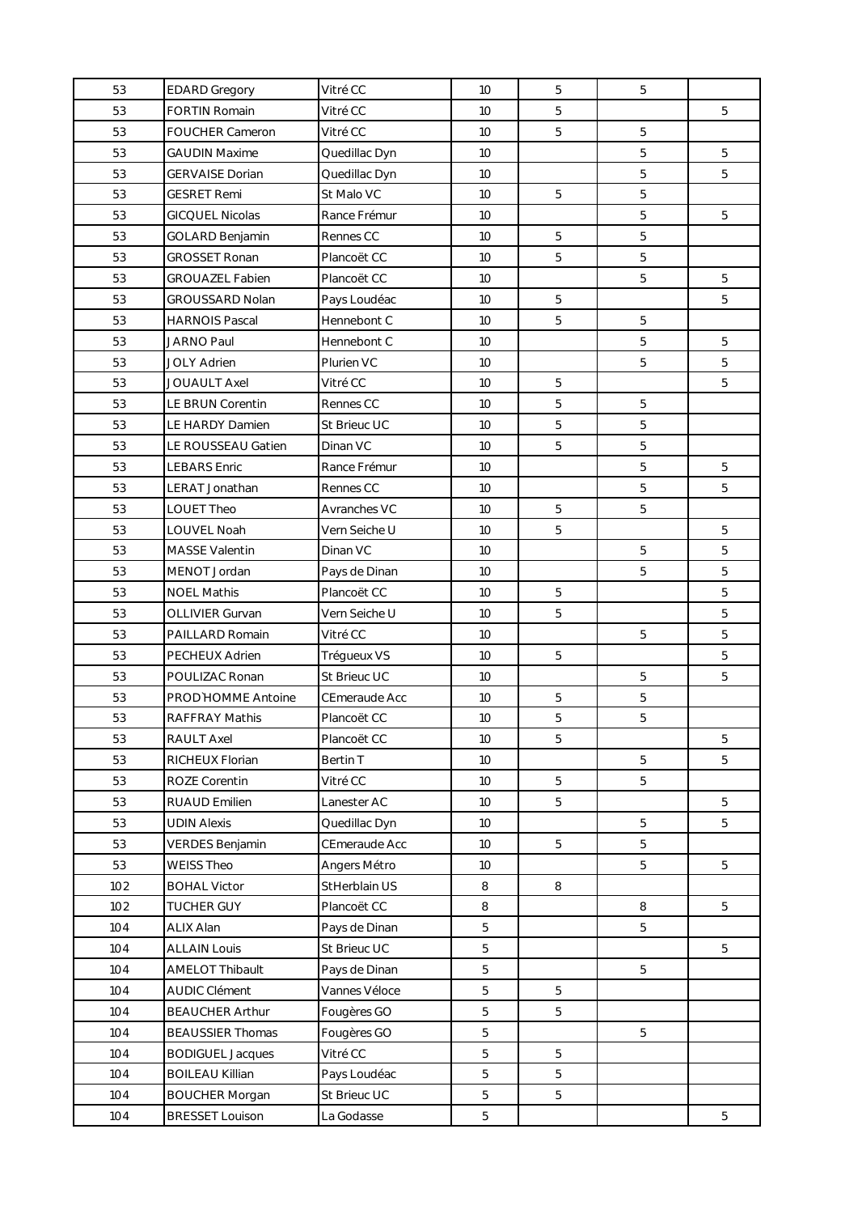| | | | | | | |
|---|---|---|---|---|---|---|
| 53 | EDARD Gregory | Vitré CC | 10 | 5 | 5 | |
| 53 | FORTIN Romain | Vitré CC | 10 | 5 | | 5 |
| 53 | FOUCHER Cameron | Vitré CC | 10 | 5 | 5 | |
| 53 | GAUDIN Maxime | Quedillac Dyn | 10 | | 5 | 5 |
| 53 | GERVAISE Dorian | Quedillac Dyn | 10 | | 5 | 5 |
| 53 | GESRET Remi | St Malo VC | 10 | 5 | 5 | |
| 53 | GICQUEL Nicolas | Rance Frémur | 10 | | 5 | 5 |
| 53 | GOLARD Benjamin | Rennes CC | 10 | 5 | 5 | |
| 53 | GROSSET Ronan | Plancoët CC | 10 | 5 | 5 | |
| 53 | GROUAZEL Fabien | Plancoët CC | 10 | | 5 | 5 |
| 53 | GROUSSARD Nolan | Pays Loudéac | 10 | 5 | | 5 |
| 53 | HARNOIS Pascal | Hennebont C | 10 | 5 | 5 | |
| 53 | JARNO Paul | Hennebont C | 10 | | 5 | 5 |
| 53 | JOLY Adrien | Plurien VC | 10 | | 5 | 5 |
| 53 | JOUAULT Axel | Vitré CC | 10 | 5 | | 5 |
| 53 | LE BRUN Corentin | Rennes CC | 10 | 5 | 5 | |
| 53 | LE HARDY Damien | St Brieuc UC | 10 | 5 | 5 | |
| 53 | LE ROUSSEAU Gatien | Dinan VC | 10 | 5 | 5 | |
| 53 | LEBARS Enric | Rance Frémur | 10 | | 5 | 5 |
| 53 | LERAT Jonathan | Rennes CC | 10 | | 5 | 5 |
| 53 | LOUET Theo | Avranches VC | 10 | 5 | 5 | |
| 53 | LOUVEL Noah | Vern Seiche U | 10 | 5 | | 5 |
| 53 | MASSE Valentin | Dinan VC | 10 | | 5 | 5 |
| 53 | MENOT Jordan | Pays de Dinan | 10 | | 5 | 5 |
| 53 | NOEL Mathis | Plancoët CC | 10 | 5 | | 5 |
| 53 | OLLIVIER Gurvan | Vern Seiche U | 10 | 5 | | 5 |
| 53 | PAILLARD Romain | Vitré CC | 10 | | 5 | 5 |
| 53 | PECHEUX Adrien | Trégueux VS | 10 | 5 | | 5 |
| 53 | POULIZAC Ronan | St Brieuc UC | 10 | | 5 | 5 |
| 53 | PROD'HOMME Antoine | CEmeraude Acc | 10 | 5 | 5 | |
| 53 | RAFFRAY Mathis | Plancoët CC | 10 | 5 | 5 | |
| 53 | RAULT Axel | Plancoët CC | 10 | 5 | | 5 |
| 53 | RICHEUX Florian | Bertin T | 10 | | 5 | 5 |
| 53 | ROZE Corentin | Vitré CC | 10 | 5 | 5 | |
| 53 | RUAUD Emilien | Lanester AC | 10 | 5 | | 5 |
| 53 | UDIN Alexis | Quedillac Dyn | 10 | | 5 | 5 |
| 53 | VERDES Benjamin | CEmeraude Acc | 10 | 5 | 5 | |
| 53 | WEISS Theo | Angers Métro | 10 | | 5 | 5 |
| 102 | BOHAL Victor | StHerblain US | 8 | 8 | | |
| 102 | TUCHER GUY | Plancoët CC | 8 | | 8 | 5 |
| 104 | ALIX Alan | Pays de Dinan | 5 | | 5 | |
| 104 | ALLAIN Louis | St Brieuc UC | 5 | | | 5 |
| 104 | AMELOT Thibault | Pays de Dinan | 5 | | 5 | |
| 104 | AUDIC Clément | Vannes Véloce | 5 | 5 | | |
| 104 | BEAUCHER Arthur | Fougères GO | 5 | 5 | | |
| 104 | BEAUSSIER Thomas | Fougères GO | 5 | | 5 | |
| 104 | BODIGUEL Jacques | Vitré CC | 5 | 5 | | |
| 104 | BOILEAU Killian | Pays Loudéac | 5 | 5 | | |
| 104 | BOUCHER Morgan | St Brieuc UC | 5 | 5 | | |
| 104 | BRESSET Louison | La Godasse | 5 | | | 5 |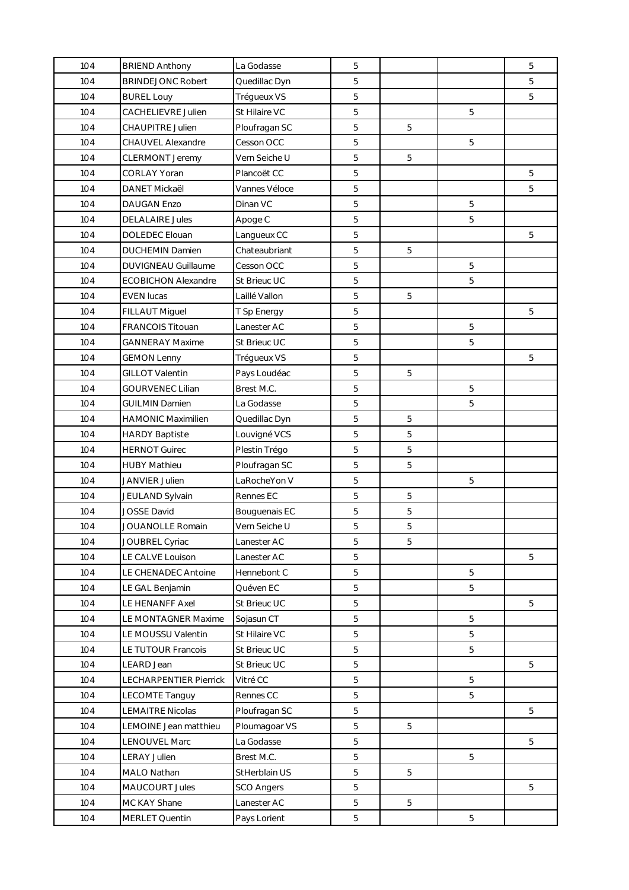| | | | | | | |
|---|---|---|---|---|---|---|
| 104 | BRIEND Anthony | La Godasse | 5 | | | 5 |
| 104 | BRINDEJONC Robert | Quedillac Dyn | 5 | | | 5 |
| 104 | BUREL Louy | Trégueux VS | 5 | | | 5 |
| 104 | CACHELIEVRE Julien | St Hilaire VC | 5 | | 5 | |
| 104 | CHAUPITRE Julien | Ploufragan SC | 5 | 5 | | |
| 104 | CHAUVEL Alexandre | Cesson OCC | 5 | | 5 | |
| 104 | CLERMONT Jeremy | Vern Seiche U | 5 | 5 | | |
| 104 | CORLAY Yoran | Plancoët CC | 5 | | | 5 |
| 104 | DANET Mickaël | Vannes Véloce | 5 | | | 5 |
| 104 | DAUGAN Enzo | Dinan VC | 5 | | 5 | |
| 104 | DELALAIRE Jules | Apoge C | 5 | | 5 | |
| 104 | DOLEDEC Elouan | Langueux CC | 5 | | | 5 |
| 104 | DUCHEMIN Damien | Chateaubriant | 5 | 5 | | |
| 104 | DUVIGNEAU Guillaume | Cesson OCC | 5 | | 5 | |
| 104 | ECOBICHON Alexandre | St Brieuc UC | 5 | | 5 | |
| 104 | EVEN lucas | Laillé Vallon | 5 | 5 | | |
| 104 | FILLAUT Miguel | T Sp Energy | 5 | | | 5 |
| 104 | FRANCOIS Titouan | Lanester AC | 5 | | 5 | |
| 104 | GANNERAY Maxime | St Brieuc UC | 5 | | 5 | |
| 104 | GEMON Lenny | Trégueux VS | 5 | | | 5 |
| 104 | GILLOT Valentin | Pays Loudéac | 5 | 5 | | |
| 104 | GOURVENEC Lilian | Brest M.C. | 5 | | 5 | |
| 104 | GUILMIN Damien | La Godasse | 5 | | 5 | |
| 104 | HAMONIC Maximilien | Quedillac Dyn | 5 | 5 | | |
| 104 | HARDY Baptiste | Louvigné VCS | 5 | 5 | | |
| 104 | HERNOT Guirec | Plestin Trégo | 5 | 5 | | |
| 104 | HUBY Mathieu | Ploufragan SC | 5 | 5 | | |
| 104 | JANVIER Julien | LaRocheYon V | 5 | | 5 | |
| 104 | JEULAND Sylvain | Rennes EC | 5 | 5 | | |
| 104 | JOSSE David | Bouguenais EC | 5 | 5 | | |
| 104 | JOUANOLLE Romain | Vern Seiche U | 5 | 5 | | |
| 104 | JOUBREL Cyriac | Lanester AC | 5 | 5 | | |
| 104 | LE CALVE Louison | Lanester AC | 5 | | | 5 |
| 104 | LE CHENADEC Antoine | Hennebont C | 5 | | 5 | |
| 104 | LE GAL Benjamin | Quéven EC | 5 | | 5 | |
| 104 | LE HENANFF Axel | St Brieuc UC | 5 | | | 5 |
| 104 | LE MONTAGNER Maxime | Sojasun CT | 5 | | 5 | |
| 104 | LE MOUSSU Valentin | St Hilaire VC | 5 | | 5 | |
| 104 | LE TUTOUR Francois | St Brieuc UC | 5 | | 5 | |
| 104 | LEARD Jean | St Brieuc UC | 5 | | | 5 |
| 104 | LECHARPENTIER Pierrick | Vitré CC | 5 | | 5 | |
| 104 | LECOMTE Tanguy | Rennes CC | 5 | | 5 | |
| 104 | LEMAITRE Nicolas | Ploufragan SC | 5 | | | 5 |
| 104 | LEMOINE Jean matthieu | Ploumagoar VS | 5 | 5 | | |
| 104 | LENOUVEL Marc | La Godasse | 5 | | | 5 |
| 104 | LERAY Julien | Brest M.C. | 5 | | 5 | |
| 104 | MALO Nathan | StHerblain US | 5 | 5 | | |
| 104 | MAUCOURT Jules | SCO Angers | 5 | | | 5 |
| 104 | MC KAY Shane | Lanester AC | 5 | 5 | | |
| 104 | MERLET Quentin | Pays Lorient | 5 | | 5 | |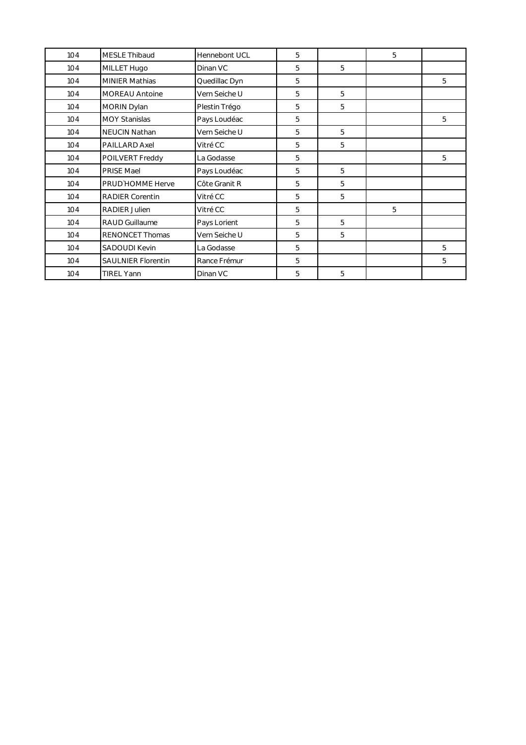| | | | | | | |
|---|---|---|---|---|---|---|
| 104 | MESLE Thibaud | Hennebont UCL | 5 | | 5 | |
| 104 | MILLET Hugo | Dinan VC | 5 | 5 | | |
| 104 | MINIER Mathias | Quedillac Dyn | 5 | | | 5 |
| 104 | MOREAU Antoine | Vern Seiche U | 5 | 5 | | |
| 104 | MORIN Dylan | Plestin Trégo | 5 | 5 | | |
| 104 | MOY Stanislas | Pays Loudéac | 5 | | | 5 |
| 104 | NEUCIN Nathan | Vern Seiche U | 5 | 5 | | |
| 104 | PAILLARD Axel | Vitré CC | 5 | 5 | | |
| 104 | POILVERT Freddy | La Godasse | 5 | | | 5 |
| 104 | PRISE Mael | Pays Loudéac | 5 | 5 | | |
| 104 | PRUD`HOMME Herve | Côte Granit R | 5 | 5 | | |
| 104 | RADIER Corentin | Vitré CC | 5 | 5 | | |
| 104 | RADIER Julien | Vitré CC | 5 | | 5 | |
| 104 | RAUD Guillaume | Pays Lorient | 5 | 5 | | |
| 104 | RENONCET Thomas | Vern Seiche U | 5 | 5 | | |
| 104 | SADOUDI Kevin | La Godasse | 5 | | | 5 |
| 104 | SAULNIER Florentin | Rance Frémur | 5 | | | 5 |
| 104 | TIREL Yann | Dinan VC | 5 | 5 | | |